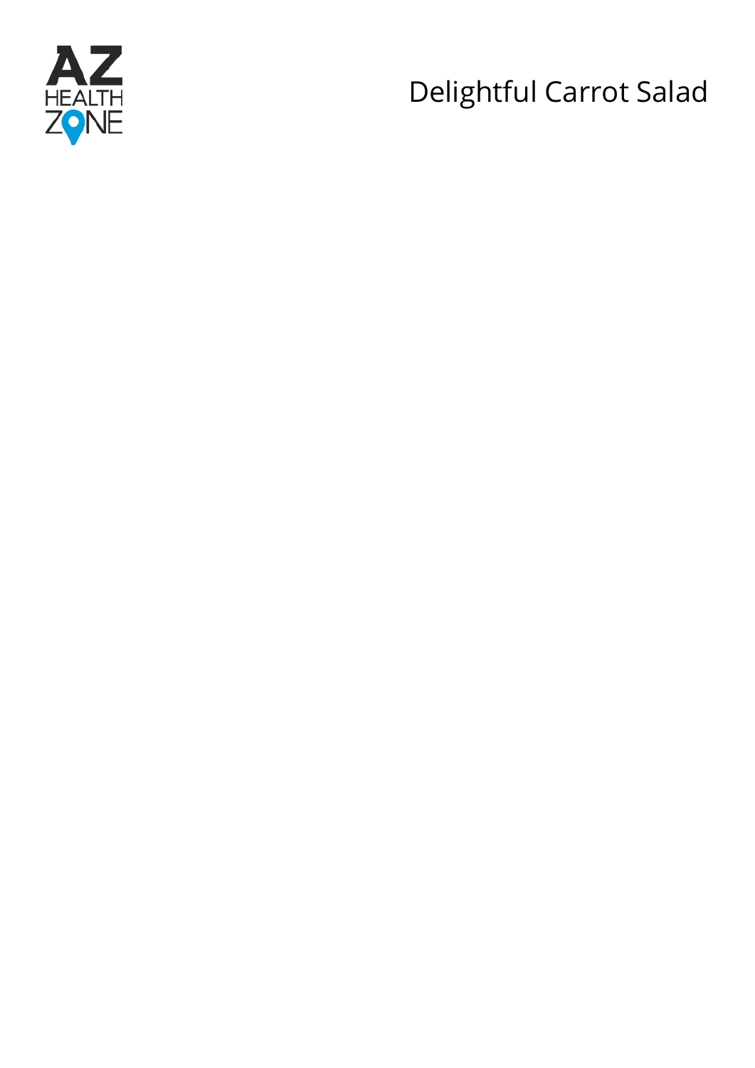# Delightful Carrot Salad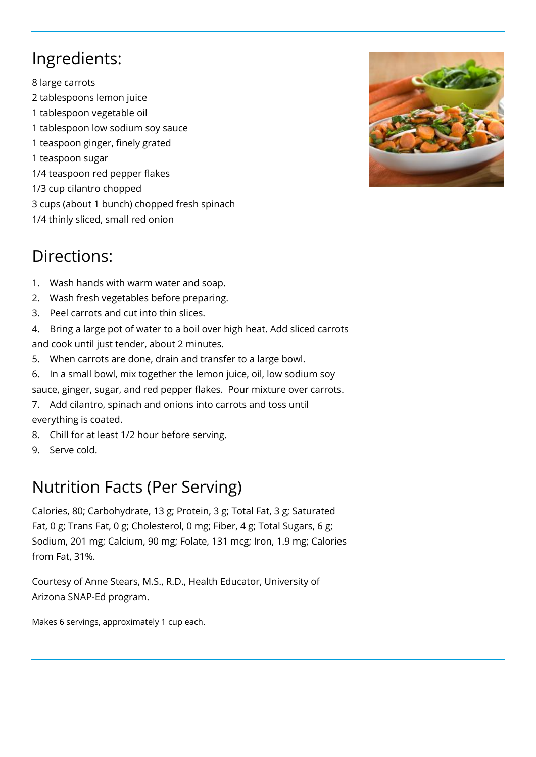## Ingredients:

8 large carrots
2 tablespoons lemon juice
1 tablespoon vegetable oil
1 tablespoon low sodium soy sauce
1 teaspoon ginger, finely grated
1 teaspoon sugar
1/4 teaspoon red pepper flakes
1/3 cup cilantro chopped
3 cups (about 1 bunch) chopped fresh spinach
1/4 thinly sliced, small red onion

## Directions:

1. Wash hands with warm water and soap.
2. Wash fresh vegetables before preparing.
3. Peel carrots and cut into thin slices.
4. Bring a large pot of water to a boil over high heat. Add sliced carrots and cook until just tender, about 2 minutes.
5. When carrots are done, drain and transfer to a large bowl.
6. In a small bowl, mix together the lemon juice, oil, low sodium soy sauce, ginger, sugar, and red pepper flakes. Pour mixture over carrots.
7. Add cilantro, spinach and onions into carrots and toss until everything is coated.
8. Chill for at least 1/2 hour before serving.
9. Serve cold.

## Nutrition Facts (Per Serving)

Calories, 80; Carbohydrate, 13 g; Protein, 3 g; Total Fat, 3 g; Saturated Fat, 0 g; Trans Fat, 0 g; Cholesterol, 0 mg; Fiber, 4 g; Total Sugars, 6 g; Sodium, 201 mg; Calcium, 90 mg; Folate, 131 mcg; Iron, 1.9 mg; Calories from Fat, 31%.

Courtesy of Anne Stears, M.S., R.D., Health Educator, University of Arizona SNAP-Ed program.

Makes 6 servings, approximately 1 cup each.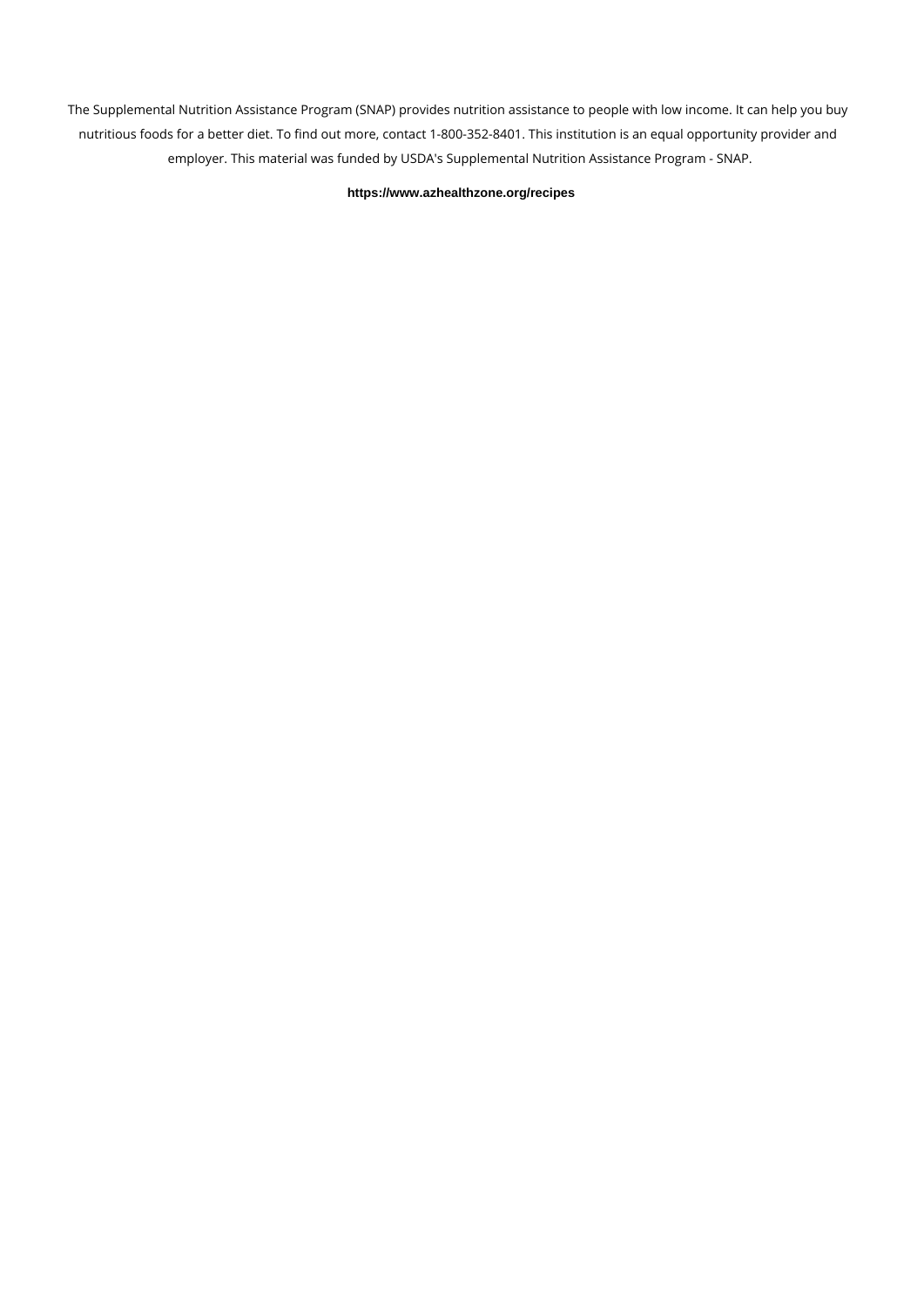The Supplemental Nutrition Assistance Program (SNAP) provides nutrition assistance to people with low income. It can help you buy nutritious foods for a better diet. To find out more, contact 1-800-352-8401. This institution is an equal opportunity provider and employer. This material was funded by USDA's Supplemental Nutrition Assistance Program - SNAP.

**https://www.azhealthzone.org/recipes**